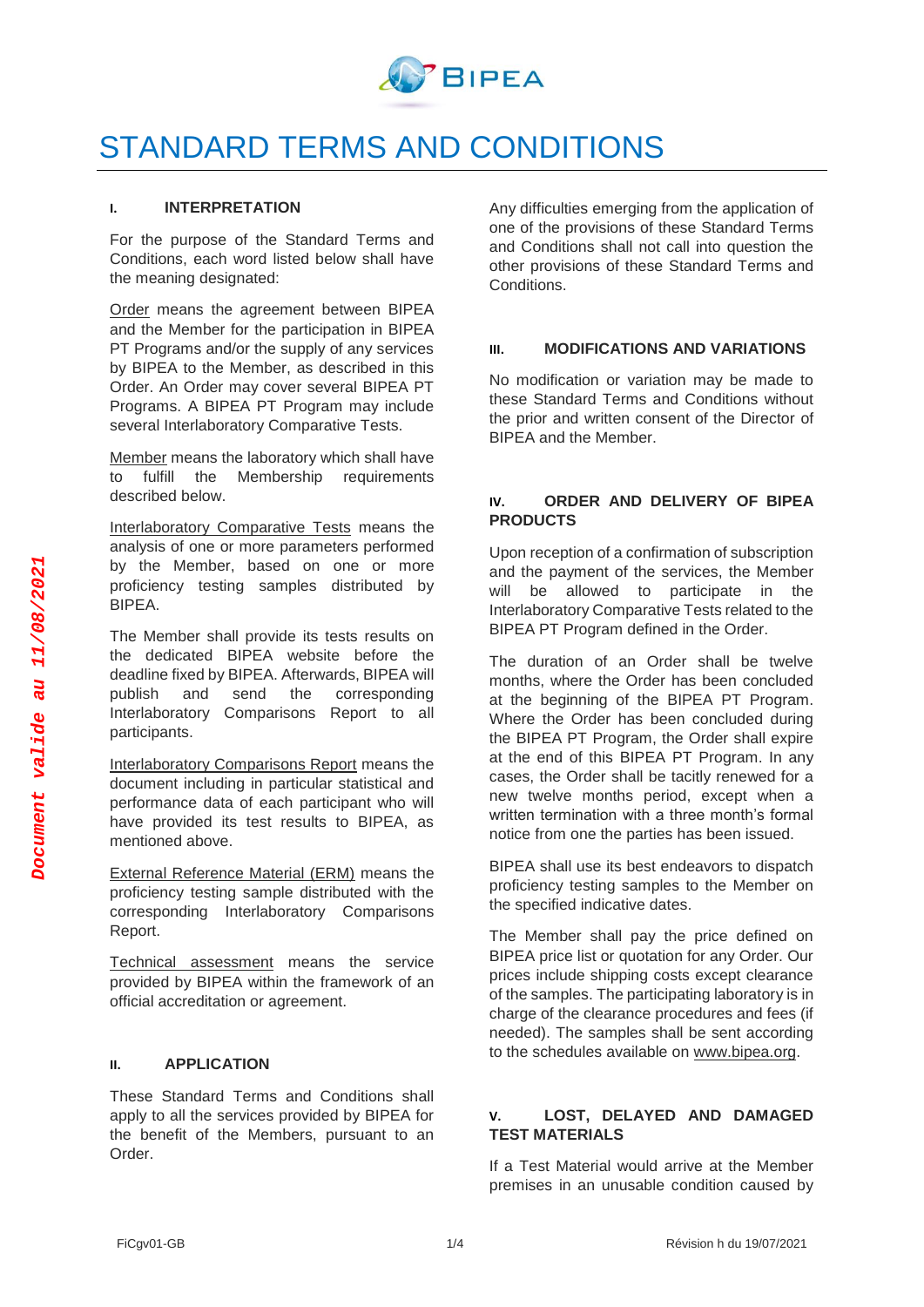# STANDARD TERMS AND CONDITIONS

## I. INTERPRETATION

For the purpose of the Standard Terms and Conditions, each word listed below shall have the meaning designated:

Order means the agreement between BIPEA and the Member for the participation in BIPEA PT Programs and/or the supply of any services by BIPEA to the Member, as described in this Order. An Order may cover several BIPEA PT Programs. A BIPEA PT Program may include several Interlaboratory Comparative Tests.

Member means the laboratory which shall have to fulfill the Membership requirements described below.

Interlaboratory Comparative Tests means the analysis of one or more parameters performed by the Member, based on one or more proficiency testing samples distributed by BIPEA.

The Member shall provide its tests results on the dedicated BIPEA website before the deadline fixed by BIPEA. Afterwards, BIPEA will publish and send the corresponding Interlaboratory Comparisons Report to all participants.

Interlaboratory Comparisons Report means the document including in particular statistical and performance data of each participant who will have provided its test results to BIPEA, as mentioned above.

External Reference Material (ERM) means the proficiency testing sample distributed with the corresponding Interlaboratory Comparisons Report.

Technical assessment means the service provided by BIPEA within the framework of an official accreditation or agreement.

## II. APPLICATION

These Standard Terms and Conditions shall apply to all the services provided by BIPEA for the benefit of the Members, pursuant to an Order.

Any difficulties emerging from the application of one of the provisions of these Standard Terms and Conditions shall not call into question the other provisions of these Standard Terms and Conditions.

## III. MODIFICATIONS AND VARIATIONS

No modification or variation may be made to these Standard Terms and Conditions without the prior and written consent of the Director of BIPEA and the Member.

## IV. ORDER AND DELIVERY OF BIPEA PRODUCTS

Upon reception of a confirmation of subscription and the payment of the services, the Member will be allowed to participate in the Interlaboratory Comparative Tests related to the BIPEA PT Program defined in the Order.

The duration of an Order shall be twelve months, where the Order has been concluded at the beginning of the BIPEA PT Program. Where the Order has been concluded during the BIPEA PT Program, the Order shall expire at the end of this BIPEA PT Program. In any cases, the Order shall be tacitly renewed for a new twelve months period, except when a written termination with a three month's formal notice from one the parties has been issued.

BIPEA shall use its best endeavors to dispatch proficiency testing samples to the Member on the specified indicative dates.

The Member shall pay the price defined on BIPEA price list or quotation for any Order. Our prices include shipping costs except clearance of the samples. The participating laboratory is in charge of the clearance procedures and fees (if needed). The samples shall be sent according to the schedules available on www.bipea.org.

## V. LOST, DELAYED AND DAMAGED TEST MATERIALS

If a Test Material would arrive at the Member premises in an unusable condition caused by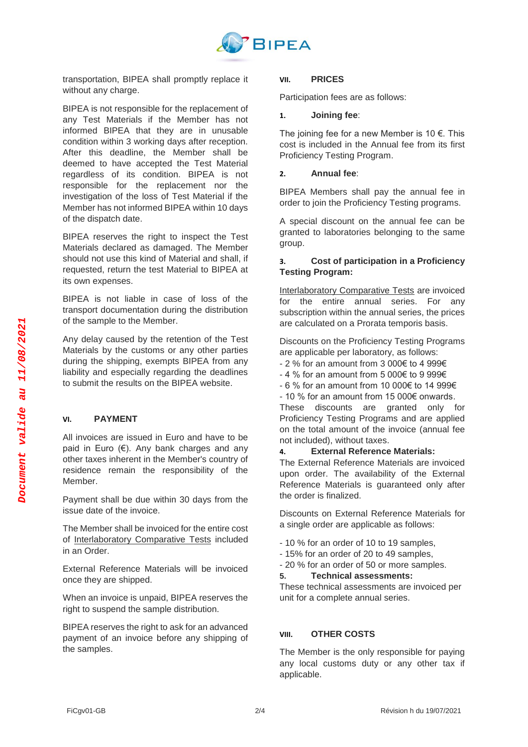transportation, BIPEA shall promptly replace it without any charge.

BIPEA is not responsible for the replacement of any Test Materials if the Member has not informed BIPEA that they are in unusable condition within 3 working days after reception. After this deadline, the Member shall be deemed to have accepted the Test Material regardless of its condition. BIPEA is not responsible for the replacement nor the investigation of the loss of Test Material if the Member has not informed BIPEA within 10 days of the dispatch date.

BIPEA reserves the right to inspect the Test Materials declared as damaged. The Member should not use this kind of Material and shall, if requested, return the test Material to BIPEA at its own expenses.

BIPEA is not liable in case of loss of the transport documentation during the distribution of the sample to the Member.

Any delay caused by the retention of the Test Materials by the customs or any other parties during the shipping, exempts BIPEA from any liability and especially regarding the deadlines to submit the results on the BIPEA website.

## VI. PAYMENT

All invoices are issued in Euro and have to be paid in Euro (€). Any bank charges and any other taxes inherent in the Member's country of residence remain the responsibility of the Member.

Payment shall be due within 30 days from the issue date of the invoice.

The Member shall be invoiced for the entire cost of Interlaboratory Comparative Tests included in an Order.

External Reference Materials will be invoiced once they are shipped.

When an invoice is unpaid, BIPEA reserves the right to suspend the sample distribution.

BIPEA reserves the right to ask for an advanced payment of an invoice before any shipping of the samples.

## VII. PRICES

Participation fees are as follows:

### 1. Joining fee:

The joining fee for a new Member is 10 €. This cost is included in the Annual fee from its first Proficiency Testing Program.

### 2. Annual fee:

BIPEA Members shall pay the annual fee in order to join the Proficiency Testing programs.

A special discount on the annual fee can be granted to laboratories belonging to the same group.

### 3. Cost of participation in a Proficiency Testing Program:

Interlaboratory Comparative Tests are invoiced for the entire annual series. For any subscription within the annual series, the prices are calculated on a Prorata temporis basis.

Discounts on the Proficiency Testing Programs are applicable per laboratory, as follows:

- 2 % for an amount from 3 000€ to 4 999€
- 4 % for an amount from 5 000€ to 9 999€
- 6 % for an amount from 10 000€ to 14 999€
- 10 % for an amount from 15 000€ onwards.

These discounts are granted only for Proficiency Testing Programs and are applied on the total amount of the invoice (annual fee not included), without taxes.

### 4. External Reference Materials:

The External Reference Materials are invoiced upon order. The availability of the External Reference Materials is guaranteed only after the order is finalized.

Discounts on External Reference Materials for a single order are applicable as follows:

- 10 % for an order of 10 to 19 samples,
- 15% for an order of 20 to 49 samples,
- 20 % for an order of 50 or more samples.

### 5. Technical assessments:

These technical assessments are invoiced per unit for a complete annual series.

## VIII. OTHER COSTS

The Member is the only responsible for paying any local customs duty or any other tax if applicable.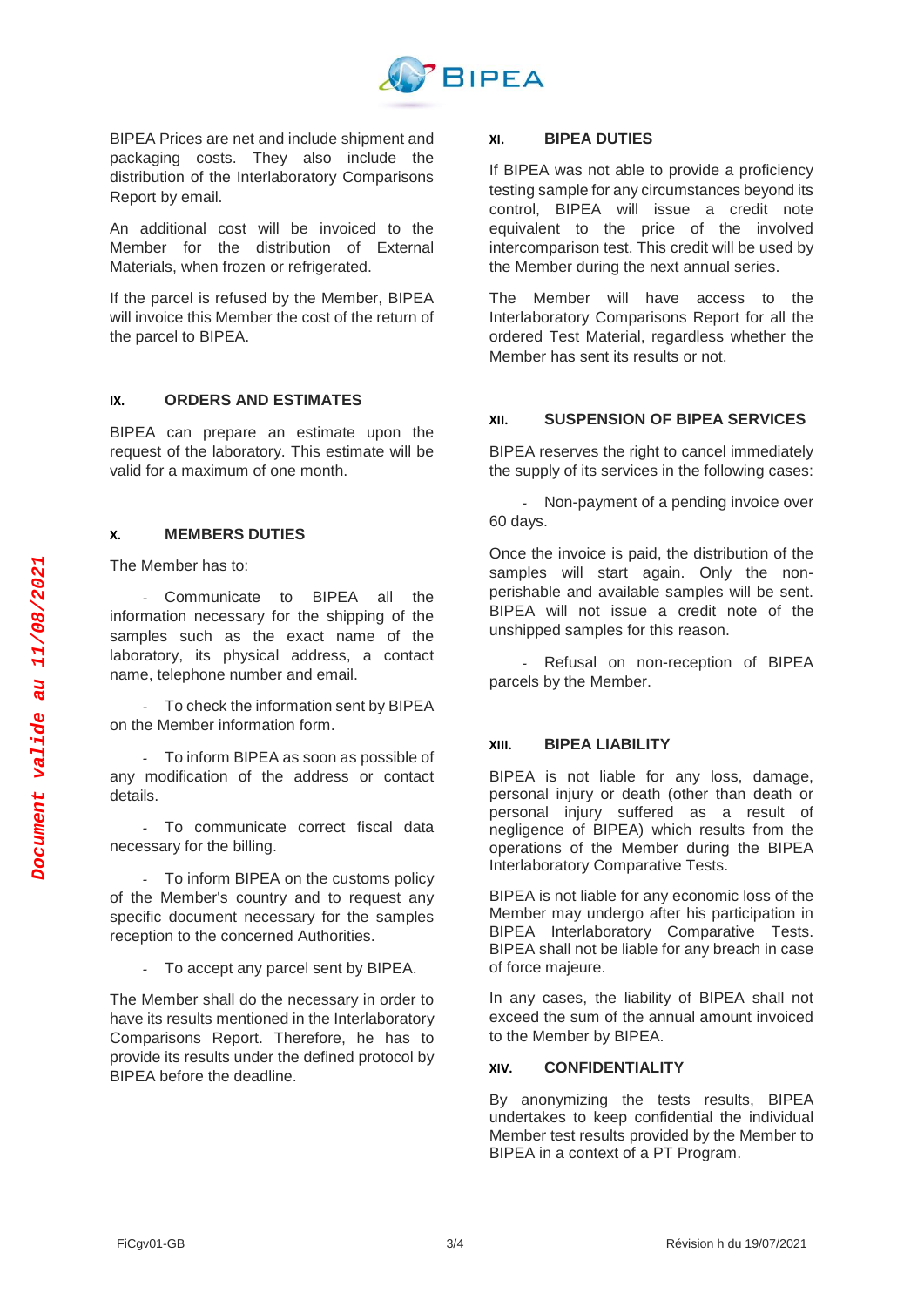BIPEA Prices are net and include shipment and packaging costs. They also include the distribution of the Interlaboratory Comparisons Report by email.

An additional cost will be invoiced to the Member for the distribution of External Materials, when frozen or refrigerated.

If the parcel is refused by the Member, BIPEA will invoice this Member the cost of the return of the parcel to BIPEA.

## IX. ORDERS AND ESTIMATES

BIPEA can prepare an estimate upon the request of the laboratory. This estimate will be valid for a maximum of one month.

## X. MEMBERS DUTIES

The Member has to:

- Communicate to BIPEA all the information necessary for the shipping of the samples such as the exact name of the laboratory, its physical address, a contact name, telephone number and email.
- To check the information sent by BIPEA on the Member information form.
- To inform BIPEA as soon as possible of any modification of the address or contact details.
- To communicate correct fiscal data necessary for the billing.
- To inform BIPEA on the customs policy of the Member's country and to request any specific document necessary for the samples reception to the concerned Authorities.
- To accept any parcel sent by BIPEA.

The Member shall do the necessary in order to have its results mentioned in the Interlaboratory Comparisons Report. Therefore, he has to provide its results under the defined protocol by BIPEA before the deadline.

## XI. BIPEA DUTIES

If BIPEA was not able to provide a proficiency testing sample for any circumstances beyond its control, BIPEA will issue a credit note equivalent to the price of the involved intercomparison test. This credit will be used by the Member during the next annual series.

The Member will have access to the Interlaboratory Comparisons Report for all the ordered Test Material, regardless whether the Member has sent its results or not.

## XII. SUSPENSION OF BIPEA SERVICES

BIPEA reserves the right to cancel immediately the supply of its services in the following cases:

- Non-payment of a pending invoice over 60 days.

Once the invoice is paid, the distribution of the samples will start again. Only the non-perishable and available samples will be sent. BIPEA will not issue a credit note of the unshipped samples for this reason.

- Refusal on non-reception of BIPEA parcels by the Member.

## XIII. BIPEA LIABILITY

BIPEA is not liable for any loss, damage, personal injury or death (other than death or personal injury suffered as a result of negligence of BIPEA) which results from the operations of the Member during the BIPEA Interlaboratory Comparative Tests.

BIPEA is not liable for any economic loss of the Member may undergo after his participation in BIPEA Interlaboratory Comparative Tests. BIPEA shall not be liable for any breach in case of force majeure.

In any cases, the liability of BIPEA shall not exceed the sum of the annual amount invoiced to the Member by BIPEA.

## XIV. CONFIDENTIALITY

By anonymizing the tests results, BIPEA undertakes to keep confidential the individual Member test results provided by the Member to BIPEA in a context of a PT Program.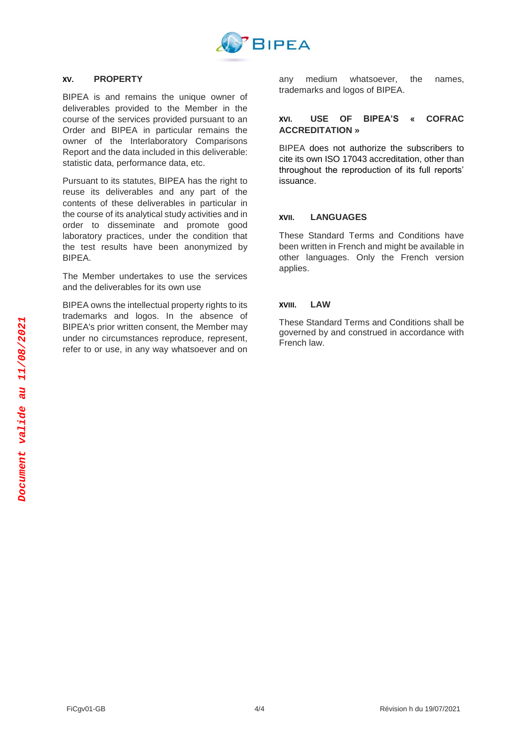## XV. PROPERTY

BIPEA is and remains the unique owner of deliverables provided to the Member in the course of the services provided pursuant to an Order and BIPEA in particular remains the owner of the Interlaboratory Comparisons Report and the data included in this deliverable: statistic data, performance data, etc.

Pursuant to its statutes, BIPEA has the right to reuse its deliverables and any part of the contents of these deliverables in particular in the course of its analytical study activities and in order to disseminate and promote good laboratory practices, under the condition that the test results have been anonymized by BIPEA.

The Member undertakes to use the services and the deliverables for its own use

BIPEA owns the intellectual property rights to its trademarks and logos. In the absence of BIPEA's prior written consent, the Member may under no circumstances reproduce, represent, refer to or use, in any way whatsoever and on any medium whatsoever, the names, trademarks and logos of BIPEA.

## XVI. USE OF BIPEA'S « COFRAC ACCREDITATION »

BIPEA does not authorize the subscribers to cite its own ISO 17043 accreditation, other than throughout the reproduction of its full reports' issuance.

## XVII. LANGUAGES

These Standard Terms and Conditions have been written in French and might be available in other languages. Only the French version applies.

## XVIII. LAW

These Standard Terms and Conditions shall be governed by and construed in accordance with French law.